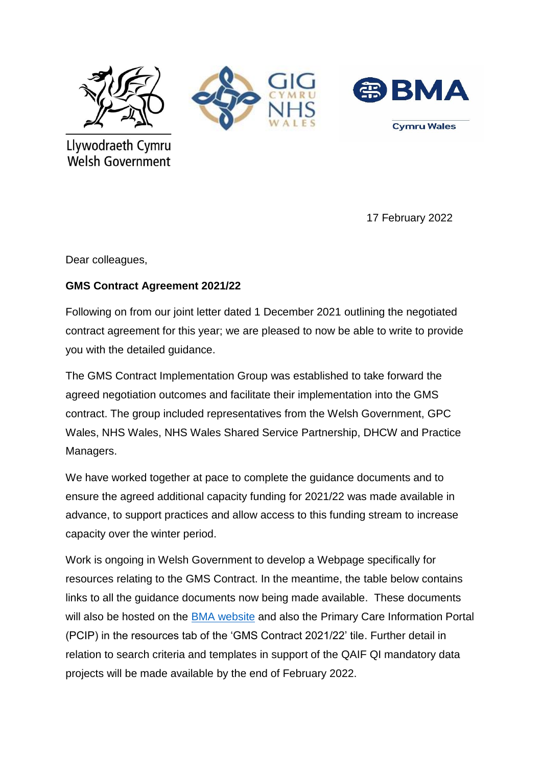Llywodraeth Cymru
Welsh Government

17 February 2022

Dear colleagues,

**GMS Contract Agreement 2021/22**

Following on from our joint letter dated 1 December 2021 outlining the negotiated contract agreement for this year; we are pleased to now be able to write to provide you with the detailed guidance.

The GMS Contract Implementation Group was established to take forward the agreed negotiation outcomes and facilitate their implementation into the GMS contract. The group included representatives from the Welsh Government, GPC Wales, NHS Wales, NHS Wales Shared Service Partnership, DHCW and Practice Managers.

We have worked together at pace to complete the guidance documents and to ensure the agreed additional capacity funding for 2021/22 was made available in advance, to support practices and allow access to this funding stream to increase capacity over the winter period.

Work is ongoing in Welsh Government to develop a Webpage specifically for resources relating to the GMS Contract. In the meantime, the table below contains links to all the guidance documents now being made available. These documents will also be hosted on the BMA website and also the Primary Care Information Portal (PCIP) in the resources tab of the 'GMS Contract 2021/22' tile. Further detail in relation to search criteria and templates in support of the QAIF QI mandatory data projects will be made available by the end of February 2022.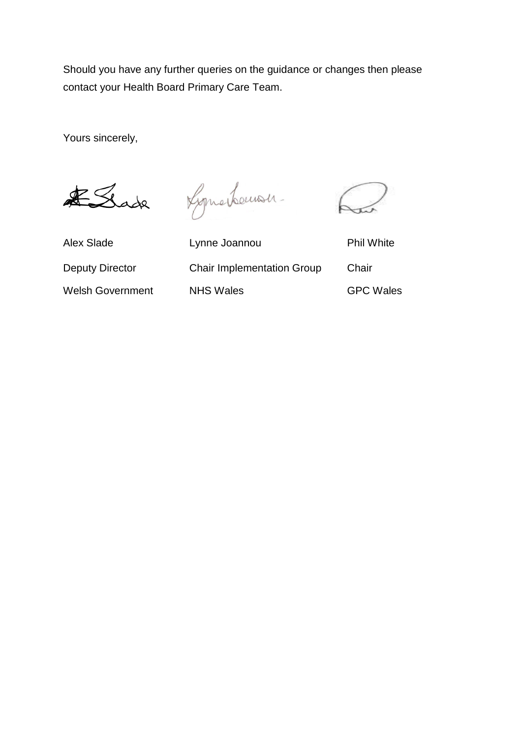Should you have any further queries on the guidance or changes then please contact your Health Board Primary Care Team.

Yours sincerely,

| Alex Slade | Lynne Joannou | Phil White |
|---|---|---|
| Deputy Director | Chair Implementation Group | Chair |
| Welsh Government | NHS Wales | GPC Wales |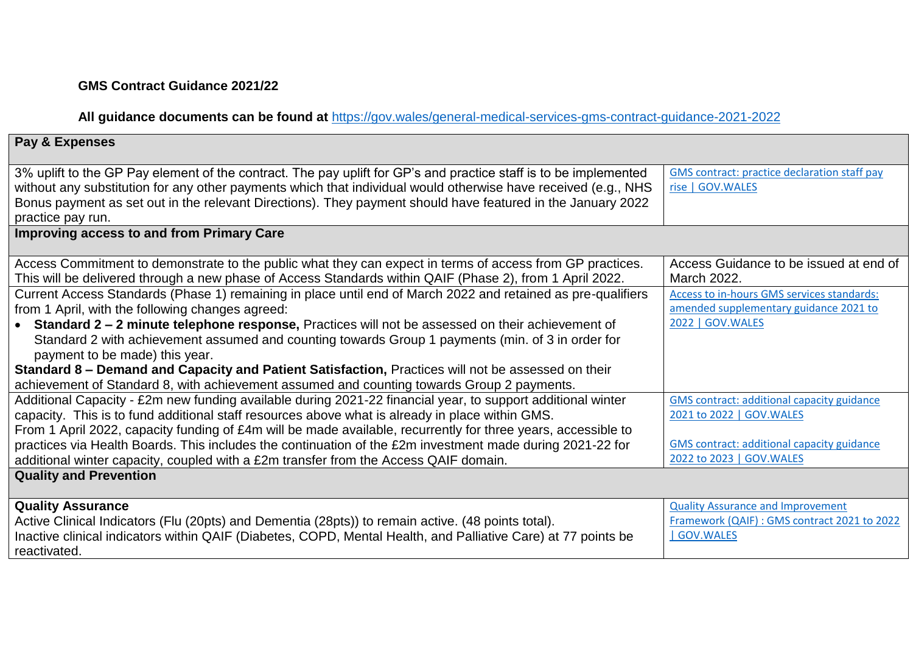**GMS Contract Guidance 2021/22**

**All guidance documents can be found at** https://gov.wales/general-medical-services-gms-contract-guidance-2021-2022

| **Pay & Expenses** | |
|---|---|
| 3% uplift to the GP Pay element of the contract. The pay uplift for GP's and practice staff is to be implemented without any substitution for any other payments which that individual would otherwise have received (e.g., NHS Bonus payment as set out in the relevant Directions). They payment should have featured in the January 2022 practice pay run. | GMS contract: practice declaration staff pay rise \| GOV.WALES |
| **Improving access to and from Primary Care** | |
| Access Commitment to demonstrate to the public what they can expect in terms of access from GP practices. This will be delivered through a new phase of Access Standards within QAIF (Phase 2), from 1 April 2022. | Access Guidance to be issued at end of March 2022. |
| Current Access Standards (Phase 1) remaining in place until end of March 2022 and retained as pre-qualifiers from 1 April, with the following changes agreed:<br>• **Standard 2 – 2 minute telephone response,** Practices will not be assessed on their achievement of Standard 2 with achievement assumed and counting towards Group 1 payments (min. of 3 in order for payment to be made) this year.<br>**Standard 8 – Demand and Capacity and Patient Satisfaction,** Practices will not be assessed on their achievement of Standard 8, with achievement assumed and counting towards Group 2 payments. | Access to in-hours GMS services standards: amended supplementary guidance 2021 to 2022 \| GOV.WALES |
| Additional Capacity - £2m new funding available during 2021-22 financial year, to support additional winter capacity. This is to fund additional staff resources above what is already in place within GMS.<br>From 1 April 2022, capacity funding of £4m will be made available, recurrently for three years, accessible to practices via Health Boards. This includes the continuation of the £2m investment made during 2021-22 for additional winter capacity, coupled with a £2m transfer from the Access QAIF domain. | GMS contract: additional capacity guidance 2021 to 2022 \| GOV.WALES<br><br>GMS contract: additional capacity guidance 2022 to 2023 \| GOV.WALES |
| **Quality and Prevention** | |
| **Quality Assurance**<br>Active Clinical Indicators (Flu (20pts) and Dementia (28pts)) to remain active. (48 points total).<br>Inactive clinical indicators within QAIF (Diabetes, COPD, Mental Health, and Palliative Care) at 77 points be reactivated. | Quality Assurance and Improvement Framework (QAIF) : GMS contract 2021 to 2022 \| GOV.WALES |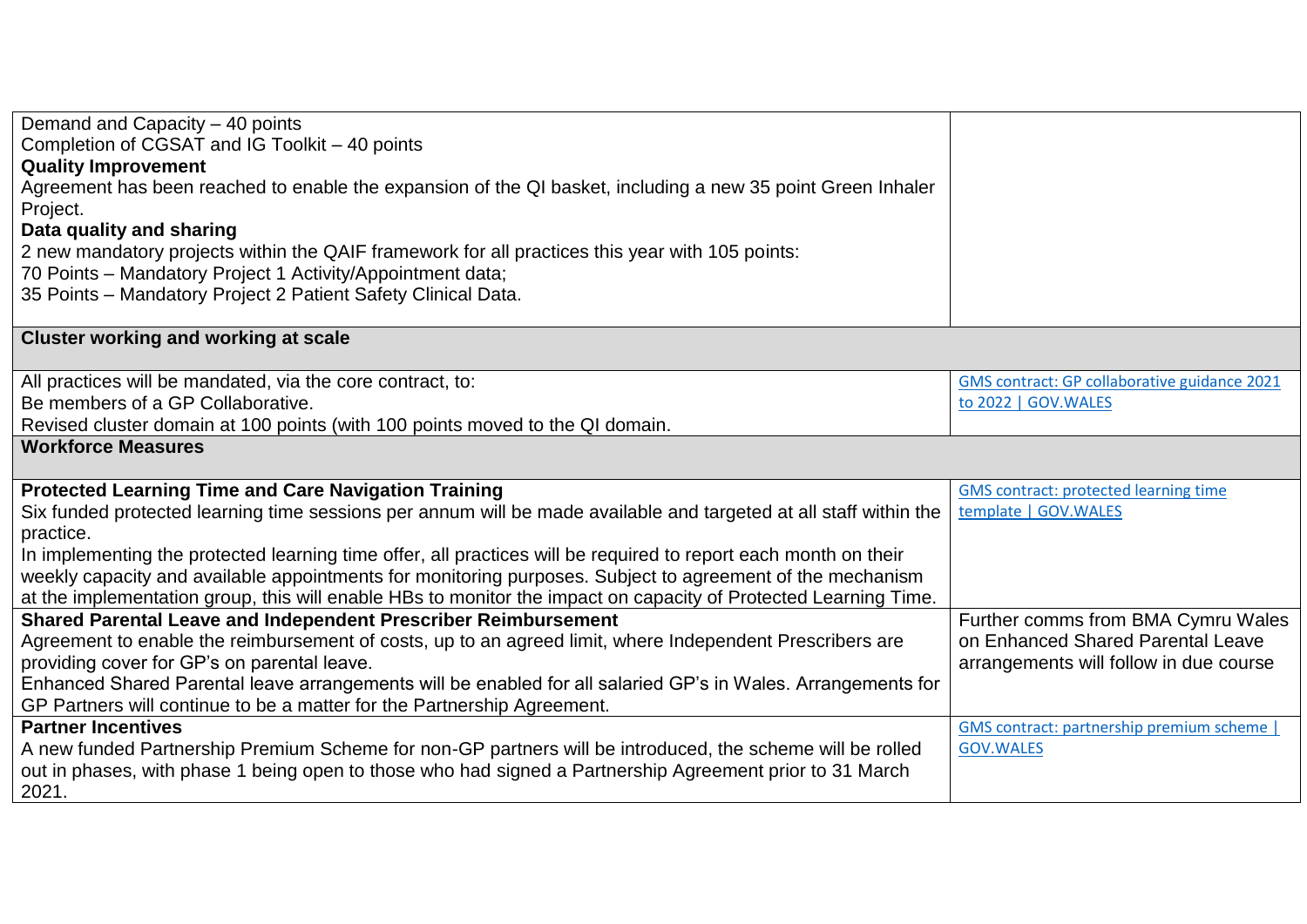| | |
|---|---|
| Demand and Capacity – 40 points<br>Completion of CGSAT and IG Toolkit – 40 points<br>**Quality Improvement**<br>Agreement has been reached to enable the expansion of the QI basket, including a new 35 point Green Inhaler Project.<br>**Data quality and sharing**<br>2 new mandatory projects within the QAIF framework for all practices this year with 105 points:<br>70 Points – Mandatory Project 1 Activity/Appointment data;<br>35 Points – Mandatory Project 2 Patient Safety Clinical Data. | |
| **Cluster working and working at scale** | |
| All practices will be mandated, via the core contract, to:<br>Be members of a GP Collaborative.<br>Revised cluster domain at 100 points (with 100 points moved to the QI domain. | GMS contract: GP collaborative guidance 2021 to 2022 \| GOV.WALES |
| **Workforce Measures** | |
| **Protected Learning Time and Care Navigation Training**<br>Six funded protected learning time sessions per annum will be made available and targeted at all staff within the practice.<br>In implementing the protected learning time offer, all practices will be required to report each month on their weekly capacity and available appointments for monitoring purposes. Subject to agreement of the mechanism at the implementation group, this will enable HBs to monitor the impact on capacity of Protected Learning Time. | GMS contract: protected learning time template \| GOV.WALES |
| **Shared Parental Leave and Independent Prescriber Reimbursement**<br>Agreement to enable the reimbursement of costs, up to an agreed limit, where Independent Prescribers are providing cover for GP's on parental leave.<br>Enhanced Shared Parental leave arrangements will be enabled for all salaried GP's in Wales. Arrangements for GP Partners will continue to be a matter for the Partnership Agreement. | Further comms from BMA Cymru Wales on Enhanced Shared Parental Leave arrangements will follow in due course |
| **Partner Incentives**<br>A new funded Partnership Premium Scheme for non-GP partners will be introduced, the scheme will be rolled out in phases, with phase 1 being open to those who had signed a Partnership Agreement prior to 31 March 2021. | GMS contract: partnership premium scheme \| GOV.WALES |